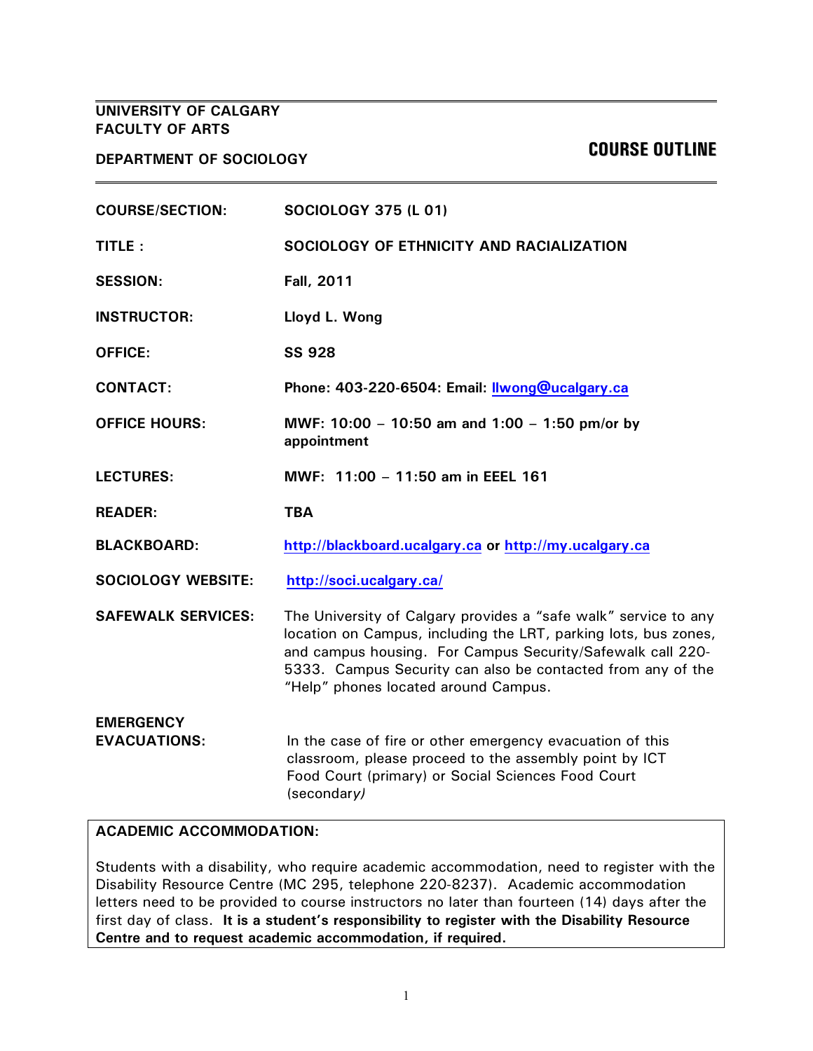**UNIVERSITY OF CALGARY**
**FACULTY OF ARTS**

**DEPARTMENT OF SOCIOLOGY**

# COURSE OUTLINE

| | |
|---|---|
| **COURSE/SECTION:** | **SOCIOLOGY 375 (L 01)** |
| **TITLE :** | **SOCIOLOGY OF ETHNICITY AND RACIALIZATION** |
| **SESSION:** | **Fall, 2011** |
| **INSTRUCTOR:** | **Lloyd L. Wong** |
| **OFFICE:** | **SS 928** |
| **CONTACT:** | **Phone: 403-220-6504: Email: llwong@ucalgary.ca** |
| **OFFICE HOURS:** | **MWF: 10:00 – 10:50 am and 1:00 – 1:50 pm/or by appointment** |
| **LECTURES:** | **MWF: 11:00 – 11:50 am in EEEL 161** |
| **READER:** | **TBA** |
| **BLACKBOARD:** | **http://blackboard.ucalgary.ca or http://my.ucalgary.ca** |
| **SOCIOLOGY WEBSITE:** | **http://soci.ucalgary.ca/** |
| **SAFEWALK SERVICES:** | The University of Calgary provides a "safe walk" service to any location on Campus, including the LRT, parking lots, bus zones, and campus housing. For Campus Security/Safewalk call 220-5333. Campus Security can also be contacted from any of the "Help" phones located around Campus. |
| **EMERGENCY EVACUATIONS:** | In the case of fire or other emergency evacuation of this classroom, please proceed to the assembly point by ICT Food Court (primary) or Social Sciences Food Court (secondary) |

**ACADEMIC ACCOMMODATION:**

Students with a disability, who require academic accommodation, need to register with the Disability Resource Centre (MC 295, telephone 220-8237). Academic accommodation letters need to be provided to course instructors no later than fourteen (14) days after the first day of class. **It is a student's responsibility to register with the Disability Resource Centre and to request academic accommodation, if required.**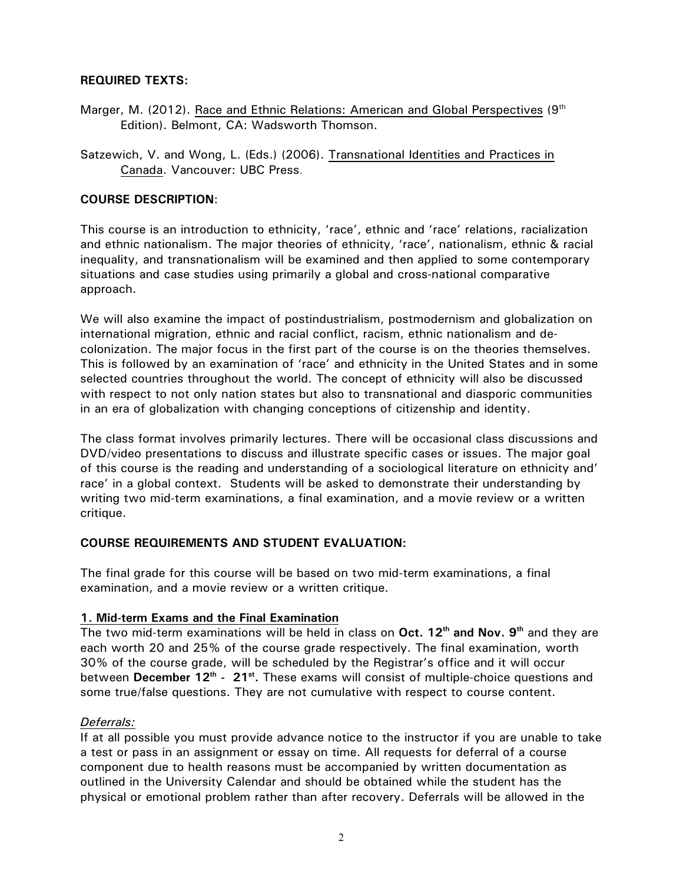**REQUIRED TEXTS:**

Marger, M. (2012). Race and Ethnic Relations: American and Global Perspectives (9th Edition). Belmont, CA: Wadsworth Thomson.

Satzewich, V. and Wong, L. (Eds.) (2006). Transnational Identities and Practices in Canada. Vancouver: UBC Press.

**COURSE DESCRIPTION**:

This course is an introduction to ethnicity, 'race', ethnic and 'race' relations, racialization and ethnic nationalism. The major theories of ethnicity, 'race', nationalism, ethnic & racial inequality, and transnationalism will be examined and then applied to some contemporary situations and case studies using primarily a global and cross-national comparative approach.

We will also examine the impact of postindustrialism, postmodernism and globalization on international migration, ethnic and racial conflict, racism, ethnic nationalism and de-colonization. The major focus in the first part of the course is on the theories themselves. This is followed by an examination of 'race' and ethnicity in the United States and in some selected countries throughout the world. The concept of ethnicity will also be discussed with respect to not only nation states but also to transnational and diasporic communities in an era of globalization with changing conceptions of citizenship and identity.

The class format involves primarily lectures. There will be occasional class discussions and DVD/video presentations to discuss and illustrate specific cases or issues. The major goal of this course is the reading and understanding of a sociological literature on ethnicity and' race' in a global context. Students will be asked to demonstrate their understanding by writing two mid-term examinations, a final examination, and a movie review or a written critique.

**COURSE REQUIREMENTS AND STUDENT EVALUATION:**

The final grade for this course will be based on two mid-term examinations, a final examination, and a movie review or a written critique.

**1. Mid-term Exams and the Final Examination**

The two mid-term examinations will be held in class on **Oct. 12th and Nov. 9th** and they are each worth 20 and 25% of the course grade respectively. The final examination, worth 30% of the course grade, will be scheduled by the Registrar's office and it will occur between **December 12th - 21st.** These exams will consist of multiple-choice questions and some true/false questions. They are not cumulative with respect to course content.

*Deferrals:*

If at all possible you must provide advance notice to the instructor if you are unable to take a test or pass in an assignment or essay on time. All requests for deferral of a course component due to health reasons must be accompanied by written documentation as outlined in the University Calendar and should be obtained while the student has the physical or emotional problem rather than after recovery. Deferrals will be allowed in the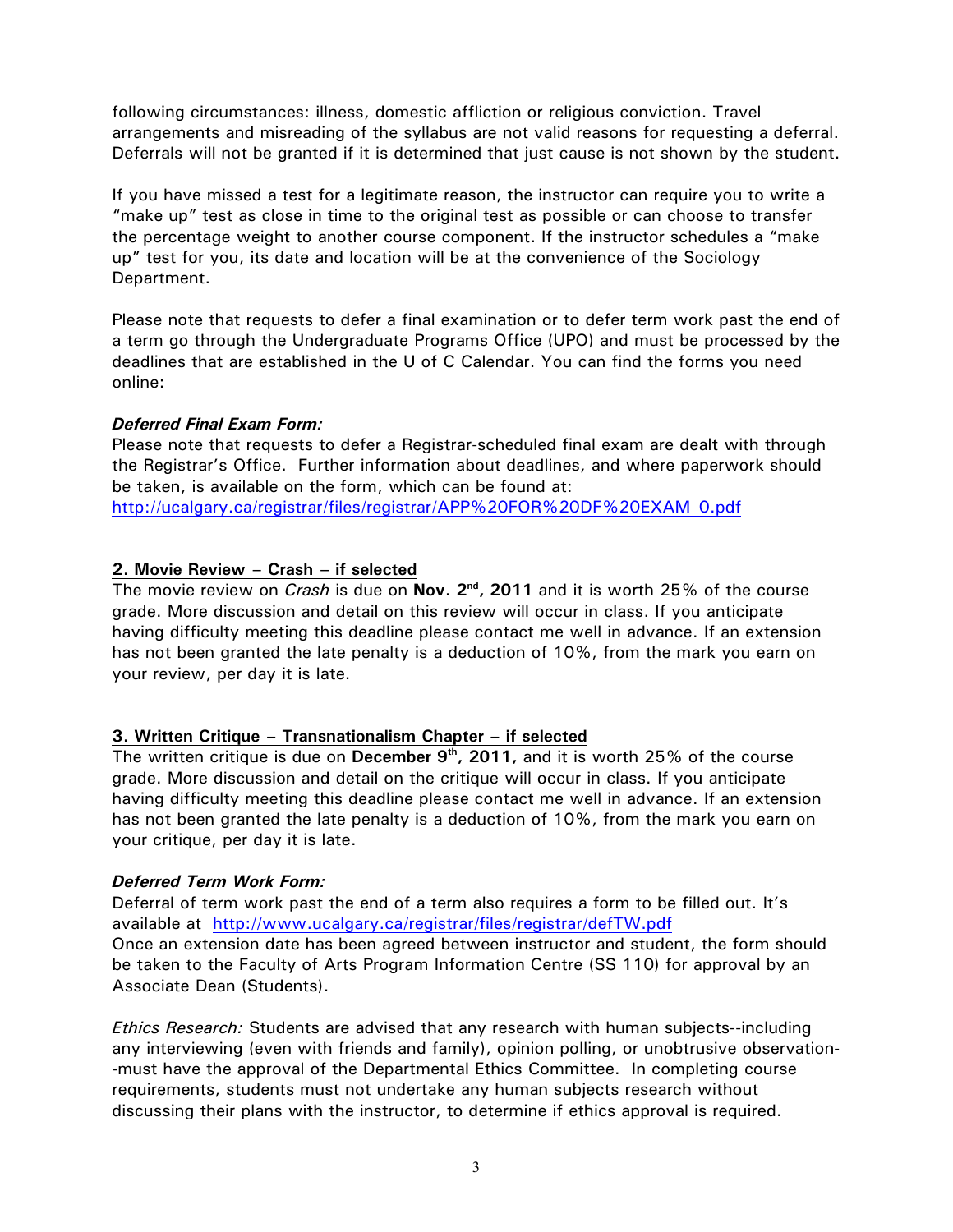following circumstances: illness, domestic affliction or religious conviction. Travel arrangements and misreading of the syllabus are not valid reasons for requesting a deferral. Deferrals will not be granted if it is determined that just cause is not shown by the student.

If you have missed a test for a legitimate reason, the instructor can require you to write a "make up" test as close in time to the original test as possible or can choose to transfer the percentage weight to another course component. If the instructor schedules a "make up" test for you, its date and location will be at the convenience of the Sociology Department.

Please note that requests to defer a final examination or to defer term work past the end of a term go through the Undergraduate Programs Office (UPO) and must be processed by the deadlines that are established in the U of C Calendar. You can find the forms you need online:

***Deferred Final Exam Form:***
Please note that requests to defer a Registrar-scheduled final exam are dealt with through the Registrar's Office. Further information about deadlines, and where paperwork should be taken, is available on the form, which can be found at:
http://ucalgary.ca/registrar/files/registrar/APP%20FOR%20DF%20EXAM_0.pdf

**2. Movie Review – Crash – if selected**

The movie review on *Crash* is due on **Nov. 2nd, 2011** and it is worth 25% of the course grade. More discussion and detail on this review will occur in class. If you anticipate having difficulty meeting this deadline please contact me well in advance. If an extension has not been granted the late penalty is a deduction of 10%, from the mark you earn on your review, per day it is late.

**3. Written Critique – Transnationalism Chapter – if selected**

The written critique is due on **December 9th, 2011,** and it is worth 25% of the course grade. More discussion and detail on the critique will occur in class. If you anticipate having difficulty meeting this deadline please contact me well in advance. If an extension has not been granted the late penalty is a deduction of 10%, from the mark you earn on your critique, per day it is late.

***Deferred Term Work Form:***
Deferral of term work past the end of a term also requires a form to be filled out. It's available at http://www.ucalgary.ca/registrar/files/registrar/defTW.pdf
Once an extension date has been agreed between instructor and student, the form should be taken to the Faculty of Arts Program Information Centre (SS 110) for approval by an Associate Dean (Students).

*Ethics Research:* Students are advised that any research with human subjects--including any interviewing (even with friends and family), opinion polling, or unobtrusive observation--must have the approval of the Departmental Ethics Committee. In completing course requirements, students must not undertake any human subjects research without discussing their plans with the instructor, to determine if ethics approval is required.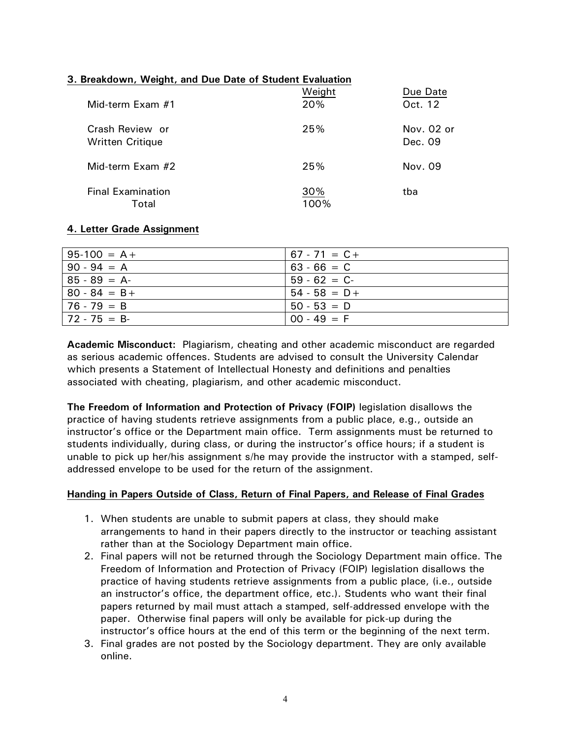### 3. Breakdown, Weight, and Due Date of Student Evaluation

| | Weight | Due Date |
|---|---|---|
| Mid-term Exam #1 | 20% | Oct. 12 |
| Crash Review or Written Critique | 25% | Nov. 02 or Dec. 09 |
| Mid-term Exam #2 | 25% | Nov. 09 |
| Final Examination | 30% | tba |
| Total | 100% | |

### 4. Letter Grade Assignment

| | |
|---|---|
| 95-100 = A+ | 67 - 71 = C+ |
| 90 - 94 = A | 63 - 66 = C |
| 85 - 89 = A- | 59 - 62 = C- |
| 80 - 84 = B+ | 54 - 58 = D+ |
| 76 - 79 = B | 50 - 53 = D |
| 72 - 75 = B- | 00 - 49 = F |

**Academic Misconduct:** Plagiarism, cheating and other academic misconduct are regarded as serious academic offences. Students are advised to consult the University Calendar which presents a Statement of Intellectual Honesty and definitions and penalties associated with cheating, plagiarism, and other academic misconduct.

**The Freedom of Information and Protection of Privacy (FOIP)** legislation disallows the practice of having students retrieve assignments from a public place, e.g., outside an instructor's office or the Department main office. Term assignments must be returned to students individually, during class, or during the instructor's office hours; if a student is unable to pick up her/his assignment s/he may provide the instructor with a stamped, self-addressed envelope to be used for the return of the assignment.

**Handing in Papers Outside of Class, Return of Final Papers, and Release of Final Grades**

1. When students are unable to submit papers at class, they should make arrangements to hand in their papers directly to the instructor or teaching assistant rather than at the Sociology Department main office.
2. Final papers will not be returned through the Sociology Department main office. The Freedom of Information and Protection of Privacy (FOIP) legislation disallows the practice of having students retrieve assignments from a public place, (i.e., outside an instructor's office, the department office, etc.). Students who want their final papers returned by mail must attach a stamped, self-addressed envelope with the paper. Otherwise final papers will only be available for pick-up during the instructor's office hours at the end of this term or the beginning of the next term.
3. Final grades are not posted by the Sociology department. They are only available online.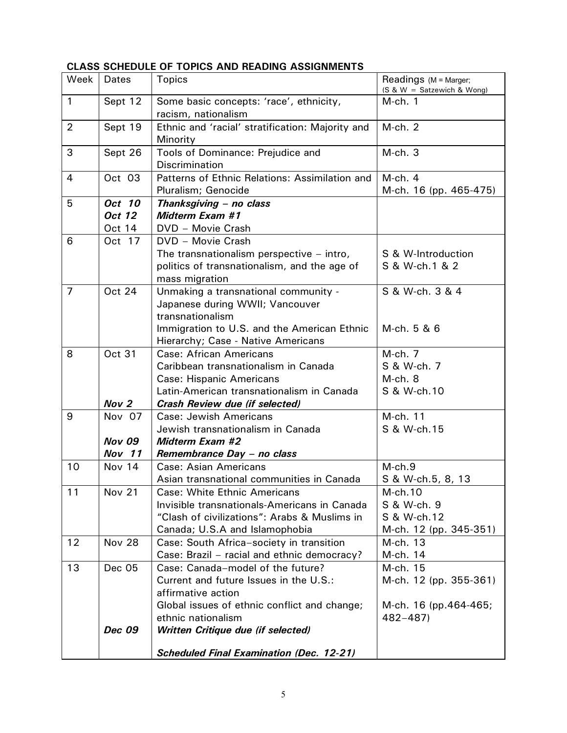**CLASS SCHEDULE OF TOPICS AND READING ASSIGNMENTS**

| Week | Dates | Topics | Readings (M = Marger; (S & W = Satzewich & Wong) |
|---|---|---|---|
| 1 | Sept 12 | Some basic concepts: 'race', ethnicity, racism, nationalism | M-ch. 1 |
| 2 | Sept 19 | Ethnic and 'racial' stratification: Majority and Minority | M-ch. 2 |
| 3 | Sept 26 | Tools of Dominance: Prejudice and Discrimination | M-ch. 3 |
| 4 | Oct 03 | Patterns of Ethnic Relations: Assimilation and Pluralism; Genocide | M-ch. 4<br>M-ch. 16 (pp. 465-475) |
| 5 | ***Oct 10***<br>***Oct 12***<br>Oct 14 | ***Thanksgiving – no class***<br>***Midterm Exam #1***<br>DVD – Movie Crash | |
| 6 | Oct 17 | DVD – Movie Crash<br>The transnationalism perspective – intro, politics of transnationalism, and the age of mass migration | S & W-Introduction<br>S & W-ch.1 & 2 |
| 7 | Oct 24 | Unmaking a transnational community - Japanese during WWII; Vancouver transnationalism<br>Immigration to U.S. and the American Ethnic Hierarchy; Case - Native Americans | S & W-ch. 3 & 4<br>M-ch. 5 & 6 |
| 8 | Oct 31<br><br><br><br>***Nov 2*** | Case: African Americans<br>Caribbean transnationalism in Canada<br>Case: Hispanic Americans<br>Latin-American transnationalism in Canada<br>***Crash Review due (if selected)*** | M-ch. 7<br>S & W-ch. 7<br>M-ch. 8<br>S & W-ch.10 |
| 9 | Nov 07<br><br>***Nov 09***<br>***Nov 11*** | Case: Jewish Americans<br>Jewish transnationalism in Canada<br>***Midterm Exam #2***<br>***Remembrance Day – no class*** | M-ch. 11<br>S & W-ch.15 |
| 10 | Nov 14 | Case: Asian Americans<br>Asian transnational communities in Canada | M-ch.9<br>S & W-ch.5, 8, 13 |
| 11 | Nov 21 | Case: White Ethnic Americans<br>Invisible transnationals-Americans in Canada<br>"Clash of civilizations": Arabs & Muslims in Canada; U.S.A and Islamophobia | M-ch.10<br>S & W-ch. 9<br>S & W-ch.12<br>M-ch. 12 (pp. 345-351) |
| 12 | Nov 28 | Case: South Africa–society in transition<br>Case: Brazil – racial and ethnic democracy? | M-ch. 13<br>M-ch. 14 |
| 13 | Dec 05<br><br><br><br><br>***Dec 09*** | Case: Canada–model of the future?<br>Current and future Issues in the U.S.: affirmative action<br>Global issues of ethnic conflict and change; ethnic nationalism<br>***Written Critique due (if selected)***<br><br>***Scheduled Final Examination (Dec. 12-21)*** | M-ch. 15<br>M-ch. 12 (pp. 355-361)<br><br>M-ch. 16 (pp.464-465; 482–487) |